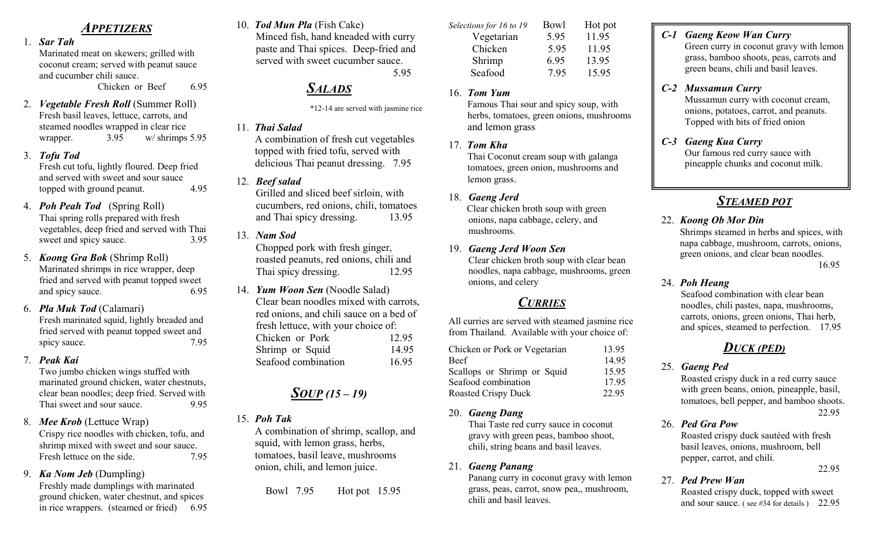## *APPETIZERS*

1. ***Sar Tah***
   Marinated meat on skewers; grilled with coconut cream; served with peanut sauce and cucumber chili sauce.
   Chicken or Beef 6.95

2. ***Vegetable Fresh Roll*** (Summer Roll)
   Fresh basil leaves, lettuce, carrots, and steamed noodles wrapped in clear rice wrapper. 3.95 w/ shrimps 5.95

3. ***Tofu Tod***
   Fresh cut tofu, lightly floured. Deep fried and served with sweet and sour sauce topped with ground peanut. 4.95

4. ***Poh Peah Tod*** (Spring Roll)
   Thai spring rolls prepared with fresh vegetables, deep fried and served with Thai sweet and spicy sauce. 3.95

5. ***Koong Gra Bok*** (Shrimp Roll)
   Marinated shrimps in rice wrapper, deep fried and served with peanut topped sweet and spicy sauce. 6.95

6. ***Pla Muk Tod*** (Calamari)
   Fresh marinated squid, lightly breaded and fried served with peanut topped sweet and spicy sauce. 7.95

7. ***Peak Kai***
   Two jumbo chicken wings stuffed with marinated ground chicken, water chestnuts, clear bean noodles; deep fried. Served with Thai sweet and sour sauce. 9.95

8. ***Mee Krob*** (Lettuce Wrap)
   Crispy rice noodles with chicken, tofu, and shrimp mixed with sweet and sour sauce. Fresh lettuce on the side. 7.95

9. ***Ka Nom Jeb*** (Dumpling)
   Freshly made dumplings with marinated ground chicken, water chestnut, and spices in rice wrappers. (steamed or fried) 6.95

10. ***Tod Mun Pla*** (Fish Cake)
    Minced fish, hand kneaded with curry paste and Thai spices. Deep-fried and served with sweet cucumber sauce. 5.95

## *SALADS*

*12-14 are served with jasmine rice

11. ***Thai Salad***
    A combination of fresh cut vegetables topped with fried tofu, served with delicious Thai peanut dressing. 7.95

12. ***Beef salad***
    Grilled and sliced beef sirloin, with cucumbers, red onions, chili, tomatoes and Thai spicy dressing. 13.95

13. ***Nam Sod***
    Chopped pork with fresh ginger, roasted peanuts, red onions, chili and Thai spicy dressing. 12.95

14. ***Yum Woon Sen*** (Noodle Salad)
    Clear bean noodles mixed with carrots, red onions, and chili sauce on a bed of fresh lettuce, with your choice of:

| | |
|---|---|
| Chicken or Pork | 12.95 |
| Shrimp or Squid | 14.95 |
| Seafood combination | 16.95 |

## *SOUP (15 – 19)*

15. ***Poh Tak***
    A combination of shrimp, scallop, and squid, with lemon grass, herbs, tomatoes, basil leave, mushrooms onion, chili, and lemon juice.

    Bowl 7.95 Hot pot 15.95

| *Selections for 16 to 19* | Bowl | Hot pot |
|---|---|---|
| Vegetarian | 5.95 | 11.95 |
| Chicken | 5.95 | 11.95 |
| Shrimp | 6.95 | 13.95 |
| Seafood | 7.95 | 15.95 |

16. ***Tom Yum***
    Famous Thai sour and spicy soup, with herbs, tomatoes, green onions, mushrooms and lemon grass

17. ***Tom Kha***
    Thai Coconut cream soup with galanga tomatoes, green onion, mushrooms and lemon grass.

18. ***Gaeng Jerd***
    Clear chicken broth soup with green onions, napa cabbage, celery, and mushrooms.

19. ***Gaeng Jerd Woon Sen***
    Clear chicken broth soup with clear bean noodles, napa cabbage, mushrooms, green onions, and celery

## *CURRIES*

All curries are served with steamed jasmine rice from Thailand. Available with your choice of:

| | |
|---|---|
| Chicken or Pork or Vegetarian | 13.95 |
| Beef | 14.95 |
| Scallops or Shrimp or Squid | 15.95 |
| Seafood combination | 17.95 |
| Roasted Crispy Duck | 22.95 |

20. ***Gaeng Dang***
    Thai Taste red curry sauce in coconut gravy with green peas, bamboo shoot, chili, string beans and basil leaves.

21. ***Gaeng Panang***
    Panang curry in coconut gravy with lemon grass, peas, carrot, snow pea,, mushroom, chili and basil leaves.

***C-1 Gaeng Keow Wan Curry***
Green curry in coconut gravy with lemon grass, bamboo shoots, peas, carrots and green beans, chili and basil leaves.

***C-2 Mussamun Curry***
Mussamun curry with coconut cream, onions, potatoes, carrot, and peanuts. Topped with bits of fried onion

***C-3 Gaeng Kua Curry***
Our famous red curry sauce with pineapple chunks and coconut milk.

## *STEAMED POT*

22. ***Koong Ob Mor Din***
    Shrimps steamed in herbs and spices, with napa cabbage, mushroom, carrots, onions, green onions, and clear bean noodles. 16.95

24. ***Poh Heang***
    Seafood combination with clear bean noodles, chili pastes, napa, mushrooms, carrots, onions, green onions, Thai herb, and spices, steamed to perfection. 17.95

## *DUCK (PED)*

25. ***Gaeng Ped***
    Roasted crispy duck in a red curry sauce with green beans, onion, pineapple, basil, tomatoes, bell pepper, and bamboo shoots. 22.95

26. ***Ped Gra Pow***
    Roasted crispy duck sautéed with fresh basil leaves, onions, mushroom, bell pepper, carrot, and chili. 22.95

27. ***Ped Prew Wan***
    Roasted crispy duck, topped with sweet and sour sauce. ( see #34 for details ) 22.95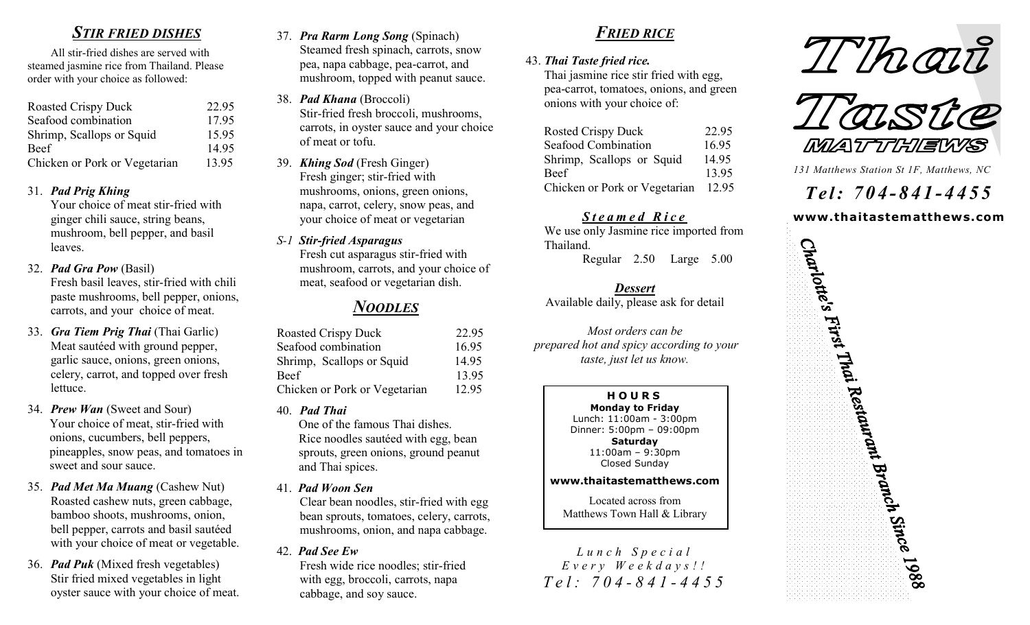## *STIR FRIED DISHES*

All stir-fried dishes are served with steamed jasmine rice from Thailand. Please order with your choice as followed:

| | |
|---|---|
| Roasted Crispy Duck | 22.95 |
| Seafood combination | 17.95 |
| Shrimp, Scallops or Squid | 15.95 |
| Beef | 14.95 |
| Chicken or Pork or Vegetarian | 13.95 |

31. ***Pad Prig Khing***
    Your choice of meat stir-fried with ginger chili sauce, string beans, mushroom, bell pepper, and basil leaves.

32. ***Pad Gra Pow*** (Basil)
    Fresh basil leaves, stir-fried with chili paste mushrooms, bell pepper, onions, carrots, and your choice of meat.

33. ***Gra Tiem Prig Thai*** (Thai Garlic)
    Meat sautéed with ground pepper, garlic sauce, onions, green onions, celery, carrot, and topped over fresh lettuce.

34. ***Prew Wan*** (Sweet and Sour)
    Your choice of meat, stir-fried with onions, cucumbers, bell peppers, pineapples, snow peas, and tomatoes in sweet and sour sauce.

35. ***Pad Met Ma Muang*** (Cashew Nut)
    Roasted cashew nuts, green cabbage, bamboo shoots, mushrooms, onion, bell pepper, carrots and basil sautéed with your choice of meat or vegetable.

36. ***Pad Puk*** (Mixed fresh vegetables)
    Stir fried mixed vegetables in light oyster sauce with your choice of meat.

37. ***Pra Rarm Long Song*** (Spinach)
    Steamed fresh spinach, carrots, snow pea, napa cabbage, pea-carrot, and mushroom, topped with peanut sauce.

38. ***Pad Khana*** (Broccoli)
    Stir-fried fresh broccoli, mushrooms, carrots, in oyster sauce and your choice of meat or tofu.

39. ***Khing Sod*** (Fresh Ginger)
    Fresh ginger; stir-fried with mushrooms, onions, green onions, napa, carrot, celery, snow peas, and your choice of meat or vegetarian

*S-1* ***Stir-fried Asparagus***
Fresh cut asparagus stir-fried with mushroom, carrots, and your choice of meat, seafood or vegetarian dish.

## *NOODLES*

| | |
|---|---|
| Roasted Crispy Duck | 22.95 |
| Seafood combination | 16.95 |
| Shrimp, Scallops or Squid | 14.95 |
| Beef | 13.95 |
| Chicken or Pork or Vegetarian | 12.95 |

40. ***Pad Thai***
    One of the famous Thai dishes. Rice noodles sautéed with egg, bean sprouts, green onions, ground peanut and Thai spices.

41. ***Pad Woon Sen***
    Clear bean noodles, stir-fried with egg bean sprouts, tomatoes, celery, carrots, mushrooms, onion, and napa cabbage.

42. ***Pad See Ew***
    Fresh wide rice noodles; stir-fried with egg, broccoli, carrots, napa cabbage, and soy sauce.

## *FRIED RICE*

43. ***Thai Taste fried rice.***
    Thai jasmine rice stir fried with egg, pea-carrot, tomatoes, onions, and green onions with your choice of:

| | |
|---|---|
| Rosted Crispy Duck | 22.95 |
| Seafood Combination | 16.95 |
| Shrimp, Scallops or Squid | 14.95 |
| Beef | 13.95 |
| Chicken or Pork or Vegetarian | 12.95 |

### *Steamed Rice*

We use only Jasmine rice imported from Thailand.

Regular 2.50 Large 5.00

### *Dessert*

Available daily, please ask for detail

*Most orders can be prepared hot and spicy according to your taste, just let us know.*

**HOURS**

**Monday to Friday**
Lunch: 11:00am - 3:00pm
Dinner: 5:00pm – 09:00pm

**Saturday**
11:00am – 9:30pm
Closed Sunday

**www.thaitastematthews.com**

Located across from Matthews Town Hall & Library

*Lunch Special Every Weekdays!!*
*Tel: 704-841-4455*

# Thai Taste
## MATTHEWS

*131 Matthews Station St 1F, Matthews, NC*

***Tel: 704-841-4455***

**www.thaitastematthews.com**

*Charlotte's First Thai Restaurant Branch Since 1988*